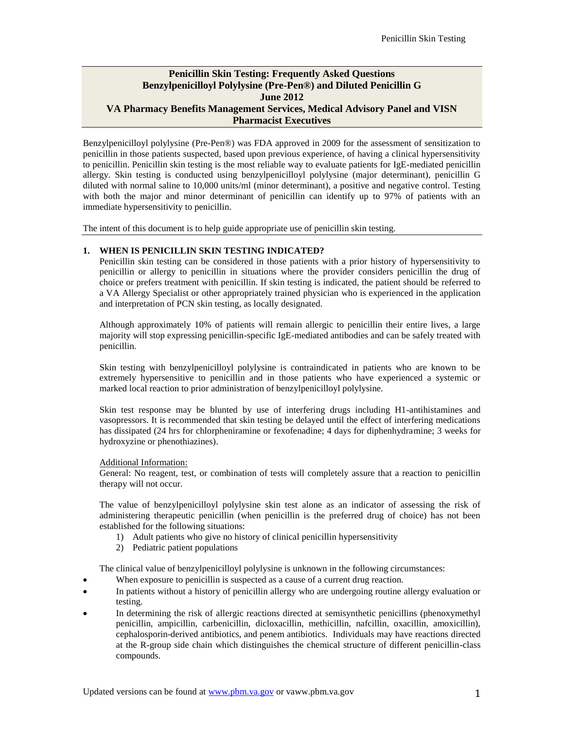# Penicillin Skin Testing: Frequently Asked Questions
## Benzylpenicilloyl Polylysine (Pre-Pen®) and Diluted Penicillin G
## June 2012
## VA Pharmacy Benefits Management Services, Medical Advisory Panel and VISN Pharmacist Executives

Benzylpenicilloyl polylysine (Pre-Pen®) was FDA approved in 2009 for the assessment of sensitization to penicillin in those patients suspected, based upon previous experience, of having a clinical hypersensitivity to penicillin. Penicillin skin testing is the most reliable way to evaluate patients for IgE-mediated penicillin allergy. Skin testing is conducted using benzylpenicilloyl polylysine (major determinant), penicillin G diluted with normal saline to 10,000 units/ml (minor determinant), a positive and negative control. Testing with both the major and minor determinant of penicillin can identify up to 97% of patients with an immediate hypersensitivity to penicillin.

The intent of this document is to help guide appropriate use of penicillin skin testing.

### 1. WHEN IS PENICILLIN SKIN TESTING INDICATED?

Penicillin skin testing can be considered in those patients with a prior history of hypersensitivity to penicillin or allergy to penicillin in situations where the provider considers penicillin the drug of choice or prefers treatment with penicillin. If skin testing is indicated, the patient should be referred to a VA Allergy Specialist or other appropriately trained physician who is experienced in the application and interpretation of PCN skin testing, as locally designated.

Although approximately 10% of patients will remain allergic to penicillin their entire lives, a large majority will stop expressing penicillin-specific IgE-mediated antibodies and can be safely treated with penicillin.

Skin testing with benzylpenicilloyl polylysine is contraindicated in patients who are known to be extremely hypersensitive to penicillin and in those patients who have experienced a systemic or marked local reaction to prior administration of benzylpenicilloyl polylysine.

Skin test response may be blunted by use of interfering drugs including H1-antihistamines and vasopressors. It is recommended that skin testing be delayed until the effect of interfering medications has dissipated (24 hrs for chlorpheniramine or fexofenadine; 4 days for diphenhydramine; 3 weeks for hydroxyzine or phenothiazines).

Additional Information:

General: No reagent, test, or combination of tests will completely assure that a reaction to penicillin therapy will not occur.

The value of benzylpenicilloyl polylysine skin test alone as an indicator of assessing the risk of administering therapeutic penicillin (when penicillin is the preferred drug of choice) has not been established for the following situations:

1) Adult patients who give no history of clinical penicillin hypersensitivity
2) Pediatric patient populations

The clinical value of benzylpenicilloyl polylysine is unknown in the following circumstances:

- When exposure to penicillin is suspected as a cause of a current drug reaction.
- In patients without a history of penicillin allergy who are undergoing routine allergy evaluation or testing.
- In determining the risk of allergic reactions directed at semisynthetic penicillins (phenoxymethyl penicillin, ampicillin, carbenicillin, dicloxacillin, methicillin, nafcillin, oxacillin, amoxicillin), cephalosporin-derived antibiotics, and penem antibiotics. Individuals may have reactions directed at the R-group side chain which distinguishes the chemical structure of different penicillin-class compounds.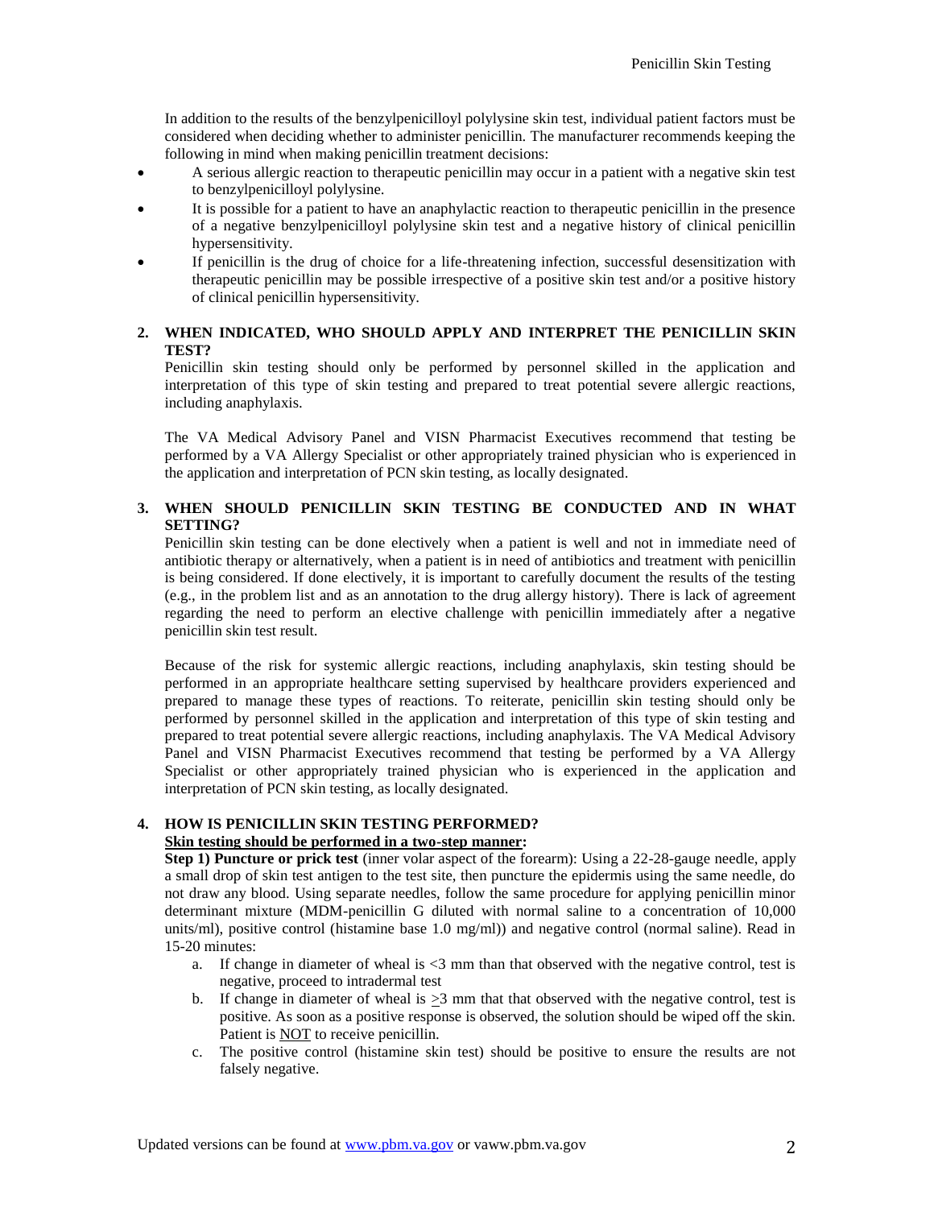In addition to the results of the benzylpenicilloyl polylysine skin test, individual patient factors must be considered when deciding whether to administer penicillin. The manufacturer recommends keeping the following in mind when making penicillin treatment decisions:

- A serious allergic reaction to therapeutic penicillin may occur in a patient with a negative skin test to benzylpenicilloyl polylysine.
- It is possible for a patient to have an anaphylactic reaction to therapeutic penicillin in the presence of a negative benzylpenicilloyl polylysine skin test and a negative history of clinical penicillin hypersensitivity.
- If penicillin is the drug of choice for a life-threatening infection, successful desensitization with therapeutic penicillin may be possible irrespective of a positive skin test and/or a positive history of clinical penicillin hypersensitivity.

## 2. WHEN INDICATED, WHO SHOULD APPLY AND INTERPRET THE PENICILLIN SKIN TEST?

Penicillin skin testing should only be performed by personnel skilled in the application and interpretation of this type of skin testing and prepared to treat potential severe allergic reactions, including anaphylaxis.

The VA Medical Advisory Panel and VISN Pharmacist Executives recommend that testing be performed by a VA Allergy Specialist or other appropriately trained physician who is experienced in the application and interpretation of PCN skin testing, as locally designated.

## 3. WHEN SHOULD PENICILLIN SKIN TESTING BE CONDUCTED AND IN WHAT SETTING?

Penicillin skin testing can be done electively when a patient is well and not in immediate need of antibiotic therapy or alternatively, when a patient is in need of antibiotics and treatment with penicillin is being considered. If done electively, it is important to carefully document the results of the testing (e.g., in the problem list and as an annotation to the drug allergy history). There is lack of agreement regarding the need to perform an elective challenge with penicillin immediately after a negative penicillin skin test result.

Because of the risk for systemic allergic reactions, including anaphylaxis, skin testing should be performed in an appropriate healthcare setting supervised by healthcare providers experienced and prepared to manage these types of reactions. To reiterate, penicillin skin testing should only be performed by personnel skilled in the application and interpretation of this type of skin testing and prepared to treat potential severe allergic reactions, including anaphylaxis. The VA Medical Advisory Panel and VISN Pharmacist Executives recommend that testing be performed by a VA Allergy Specialist or other appropriately trained physician who is experienced in the application and interpretation of PCN skin testing, as locally designated.

## 4. HOW IS PENICILLIN SKIN TESTING PERFORMED?

**Skin testing should be performed in a two-step manner:**

**Step 1) Puncture or prick test** (inner volar aspect of the forearm): Using a 22-28-gauge needle, apply a small drop of skin test antigen to the test site, then puncture the epidermis using the same needle, do not draw any blood. Using separate needles, follow the same procedure for applying penicillin minor determinant mixture (MDM-penicillin G diluted with normal saline to a concentration of 10,000 units/ml), positive control (histamine base 1.0 mg/ml)) and negative control (normal saline). Read in 15-20 minutes:

a. If change in diameter of wheal is <3 mm than that observed with the negative control, test is negative, proceed to intradermal test
b. If change in diameter of wheal is $\geq$3 mm that that observed with the negative control, test is positive. As soon as a positive response is observed, the solution should be wiped off the skin. Patient is NOT to receive penicillin.
c. The positive control (histamine skin test) should be positive to ensure the results are not falsely negative.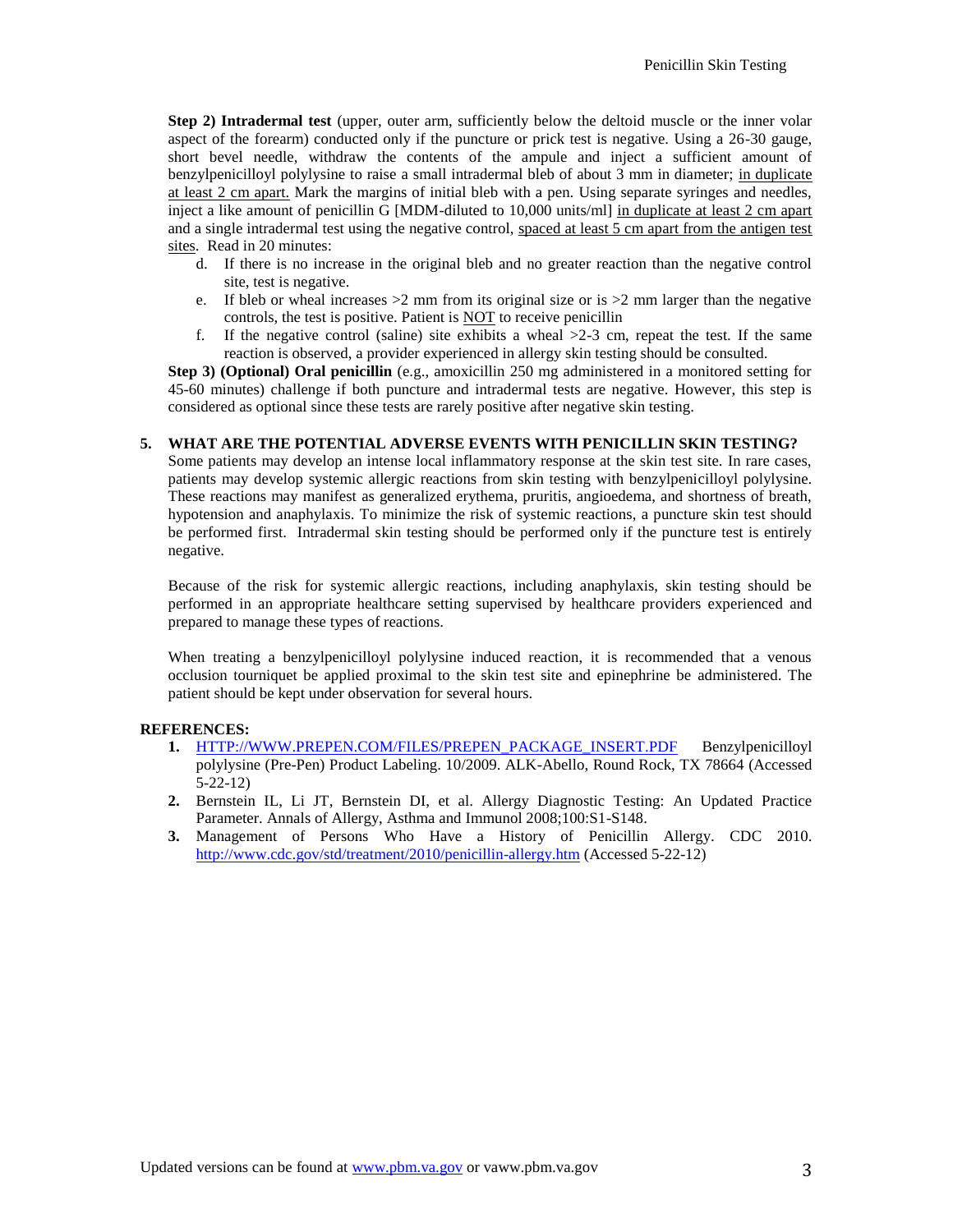**Step 2) Intradermal test** (upper, outer arm, sufficiently below the deltoid muscle or the inner volar aspect of the forearm) conducted only if the puncture or prick test is negative. Using a 26-30 gauge, short bevel needle, withdraw the contents of the ampule and inject a sufficient amount of benzylpenicilloyl polylysine to raise a small intradermal bleb of about 3 mm in diameter; <u>in duplicate at least 2 cm apart.</u> Mark the margins of initial bleb with a pen. Using separate syringes and needles, inject a like amount of penicillin G [MDM-diluted to 10,000 units/ml] <u>in duplicate at least 2 cm apart</u> and a single intradermal test using the negative control, <u>spaced at least 5 cm apart from the antigen test sites</u>. Read in 20 minutes:

d. If there is no increase in the original bleb and no greater reaction than the negative control site, test is negative.
e. If bleb or wheal increases >2 mm from its original size or is >2 mm larger than the negative controls, the test is positive. Patient is <u>NOT</u> to receive penicillin
f. If the negative control (saline) site exhibits a wheal >2-3 cm, repeat the test. If the same reaction is observed, a provider experienced in allergy skin testing should be consulted.

**Step 3) (Optional) Oral penicillin** (e.g., amoxicillin 250 mg administered in a monitored setting for 45-60 minutes) challenge if both puncture and intradermal tests are negative. However, this step is considered as optional since these tests are rarely positive after negative skin testing.

## 5. WHAT ARE THE POTENTIAL ADVERSE EVENTS WITH PENICILLIN SKIN TESTING?

Some patients may develop an intense local inflammatory response at the skin test site. In rare cases, patients may develop systemic allergic reactions from skin testing with benzylpenicilloyl polylysine. These reactions may manifest as generalized erythema, pruritis, angioedema, and shortness of breath, hypotension and anaphylaxis. To minimize the risk of systemic reactions, a puncture skin test should be performed first. Intradermal skin testing should be performed only if the puncture test is entirely negative.

Because of the risk for systemic allergic reactions, including anaphylaxis, skin testing should be performed in an appropriate healthcare setting supervised by healthcare providers experienced and prepared to manage these types of reactions.

When treating a benzylpenicilloyl polylysine induced reaction, it is recommended that a venous occlusion tourniquet be applied proximal to the skin test site and epinephrine be administered. The patient should be kept under observation for several hours.

## REFERENCES:

1. HTTP://WWW.PREPEN.COM/FILES/PREPEN_PACKAGE_INSERT.PDF Benzylpenicilloyl polylysine (Pre-Pen) Product Labeling. 10/2009. ALK-Abello, Round Rock, TX 78664 (Accessed 5-22-12)
2. Bernstein IL, Li JT, Bernstein DI, et al. Allergy Diagnostic Testing: An Updated Practice Parameter. Annals of Allergy, Asthma and Immunol 2008;100:S1-S148.
3. Management of Persons Who Have a History of Penicillin Allergy. CDC 2010. http://www.cdc.gov/std/treatment/2010/penicillin-allergy.htm (Accessed 5-22-12)